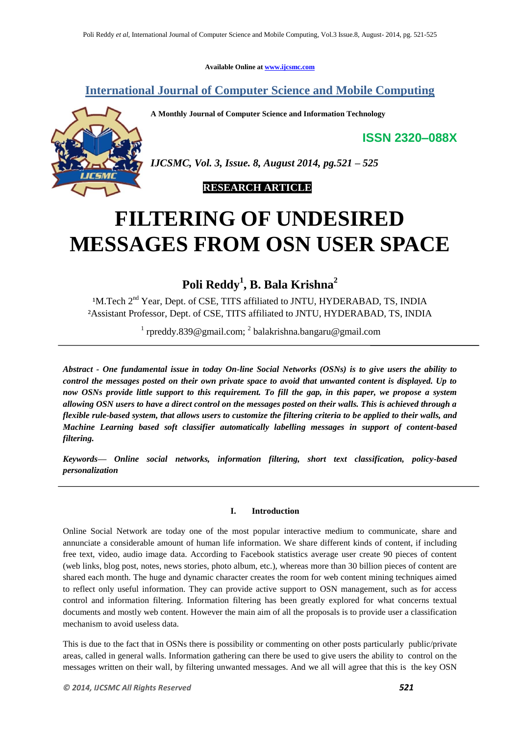Available Online at www.ijcsmc.com

# International Journal of Computer Science and Mobile Computing

**A Monthly Journal of Computer Science and Information Technology**

**ISSN 2320–088X**

*IJCSMC, Vol. 3, Issue. 8, August 2014, pg.521 – 525*

**RESEARCH ARTICLE**

# FILTERING OF UNDESIRED MESSAGES FROM OSN USER SPACE

**Poli Reddy[1], B. Bala Krishna[2]**

[1]M.Tech 2nd Year, Dept. of CSE, TITS affiliated to JNTU, HYDERABAD, TS, INDIA
[2]Assistant Professor, Dept. of CSE, TITS affiliated to JNTU, HYDERABAD, TS, INDIA

[1] rpreddy.839@gmail.com; [2] balakrishna.bangaru@gmail.com

***Abstract - One fundamental issue in today On-line Social Networks (OSNs) is to give users the ability to control the messages posted on their own private space to avoid that unwanted content is displayed. Up to now OSNs provide little support to this requirement. To fill the gap, in this paper, we propose a system allowing OSN users to have a direct control on the messages posted on their walls. This is achieved through a flexible rule-based system, that allows users to customize the filtering criteria to be applied to their walls, and Machine Learning based soft classifier automatically labelling messages in support of content-based filtering.***

***Keywords— Online social networks, information filtering, short text classification, policy-based personalization***

## I. Introduction

Online Social Network are today one of the most popular interactive medium to communicate, share and annunciate a considerable amount of human life information. We share different kinds of content, if including free text, video, audio image data. According to Facebook statistics average user create 90 pieces of content (web links, blog post, notes, news stories, photo album, etc.), whereas more than 30 billion pieces of content are shared each month. The huge and dynamic character creates the room for web content mining techniques aimed to reflect only useful information. They can provide active support to OSN management, such as for access control and information filtering. Information filtering has been greatly explored for what concerns textual documents and mostly web content. However the main aim of all the proposals is to provide user a classification mechanism to avoid useless data.

This is due to the fact that in OSNs there is possibility or commenting on other posts particularly public/private areas, called in general walls. Information gathering can there be used to give users the ability to control on the messages written on their wall, by filtering unwanted messages. And we all will agree that this is the key OSN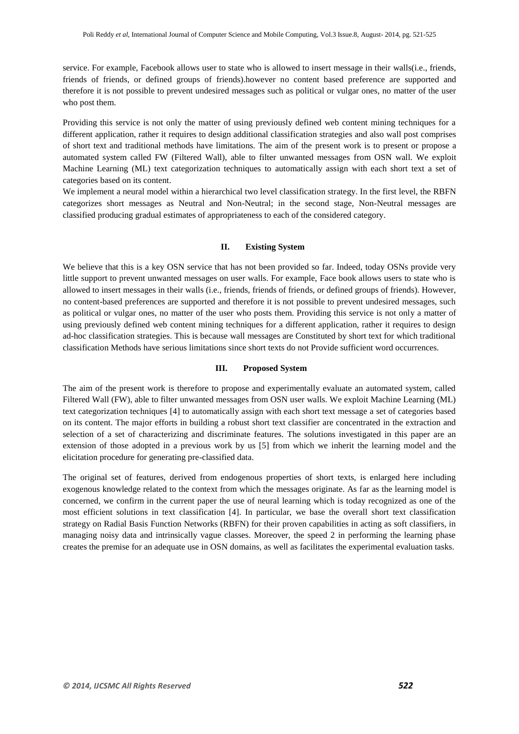service. For example, Facebook allows user to state who is allowed to insert message in their walls(i.e., friends, friends of friends, or defined groups of friends).however no content based preference are supported and therefore it is not possible to prevent undesired messages such as political or vulgar ones, no matter of the user who post them.

Providing this service is not only the matter of using previously defined web content mining techniques for a different application, rather it requires to design additional classification strategies and also wall post comprises of short text and traditional methods have limitations. The aim of the present work is to present or propose a automated system called FW (Filtered Wall), able to filter unwanted messages from OSN wall. We exploit Machine Learning (ML) text categorization techniques to automatically assign with each short text a set of categories based on its content.

We implement a neural model within a hierarchical two level classification strategy. In the first level, the RBFN categorizes short messages as Neutral and Non-Neutral; in the second stage, Non-Neutral messages are classified producing gradual estimates of appropriateness to each of the considered category.

## II. Existing System

We believe that this is a key OSN service that has not been provided so far. Indeed, today OSNs provide very little support to prevent unwanted messages on user walls. For example, Face book allows users to state who is allowed to insert messages in their walls (i.e., friends, friends of friends, or defined groups of friends). However, no content-based preferences are supported and therefore it is not possible to prevent undesired messages, such as political or vulgar ones, no matter of the user who posts them. Providing this service is not only a matter of using previously defined web content mining techniques for a different application, rather it requires to design ad-hoc classification strategies. This is because wall messages are Constituted by short text for which traditional classification Methods have serious limitations since short texts do not Provide sufficient word occurrences.

## III. Proposed System

The aim of the present work is therefore to propose and experimentally evaluate an automated system, called Filtered Wall (FW), able to filter unwanted messages from OSN user walls. We exploit Machine Learning (ML) text categorization techniques [4] to automatically assign with each short text message a set of categories based on its content. The major efforts in building a robust short text classifier are concentrated in the extraction and selection of a set of characterizing and discriminate features. The solutions investigated in this paper are an extension of those adopted in a previous work by us [5] from which we inherit the learning model and the elicitation procedure for generating pre-classified data.

The original set of features, derived from endogenous properties of short texts, is enlarged here including exogenous knowledge related to the context from which the messages originate. As far as the learning model is concerned, we confirm in the current paper the use of neural learning which is today recognized as one of the most efficient solutions in text classification [4]. In particular, we base the overall short text classification strategy on Radial Basis Function Networks (RBFN) for their proven capabilities in acting as soft classifiers, in managing noisy data and intrinsically vague classes. Moreover, the speed 2 in performing the learning phase creates the premise for an adequate use in OSN domains, as well as facilitates the experimental evaluation tasks.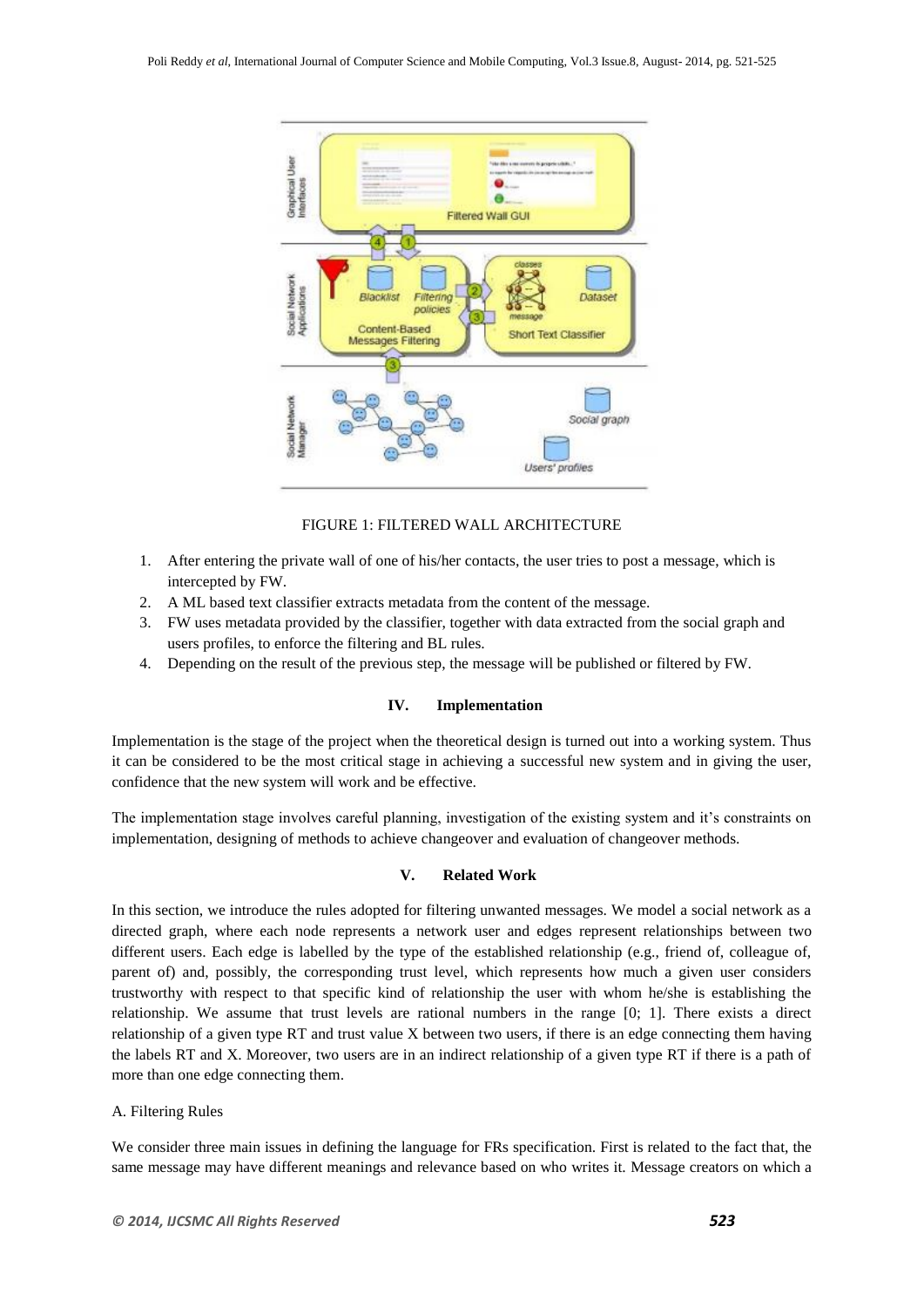FIGURE 1: FILTERED WALL ARCHITECTURE

1. After entering the private wall of one of his/her contacts, the user tries to post a message, which is intercepted by FW.
2. A ML based text classifier extracts metadata from the content of the message.
3. FW uses metadata provided by the classifier, together with data extracted from the social graph and users profiles, to enforce the filtering and BL rules.
4. Depending on the result of the previous step, the message will be published or filtered by FW.

## IV. Implementation

Implementation is the stage of the project when the theoretical design is turned out into a working system. Thus it can be considered to be the most critical stage in achieving a successful new system and in giving the user, confidence that the new system will work and be effective.

The implementation stage involves careful planning, investigation of the existing system and it's constraints on implementation, designing of methods to achieve changeover and evaluation of changeover methods.

## V. Related Work

In this section, we introduce the rules adopted for filtering unwanted messages. We model a social network as a directed graph, where each node represents a network user and edges represent relationships between two different users. Each edge is labelled by the type of the established relationship (e.g., friend of, colleague of, parent of) and, possibly, the corresponding trust level, which represents how much a given user considers trustworthy with respect to that specific kind of relationship the user with whom he/she is establishing the relationship. We assume that trust levels are rational numbers in the range [0; 1]. There exists a direct relationship of a given type RT and trust value X between two users, if there is an edge connecting them having the labels RT and X. Moreover, two users are in an indirect relationship of a given type RT if there is a path of more than one edge connecting them.

### A. Filtering Rules

We consider three main issues in defining the language for FRs specification. First is related to the fact that, the same message may have different meanings and relevance based on who writes it. Message creators on which a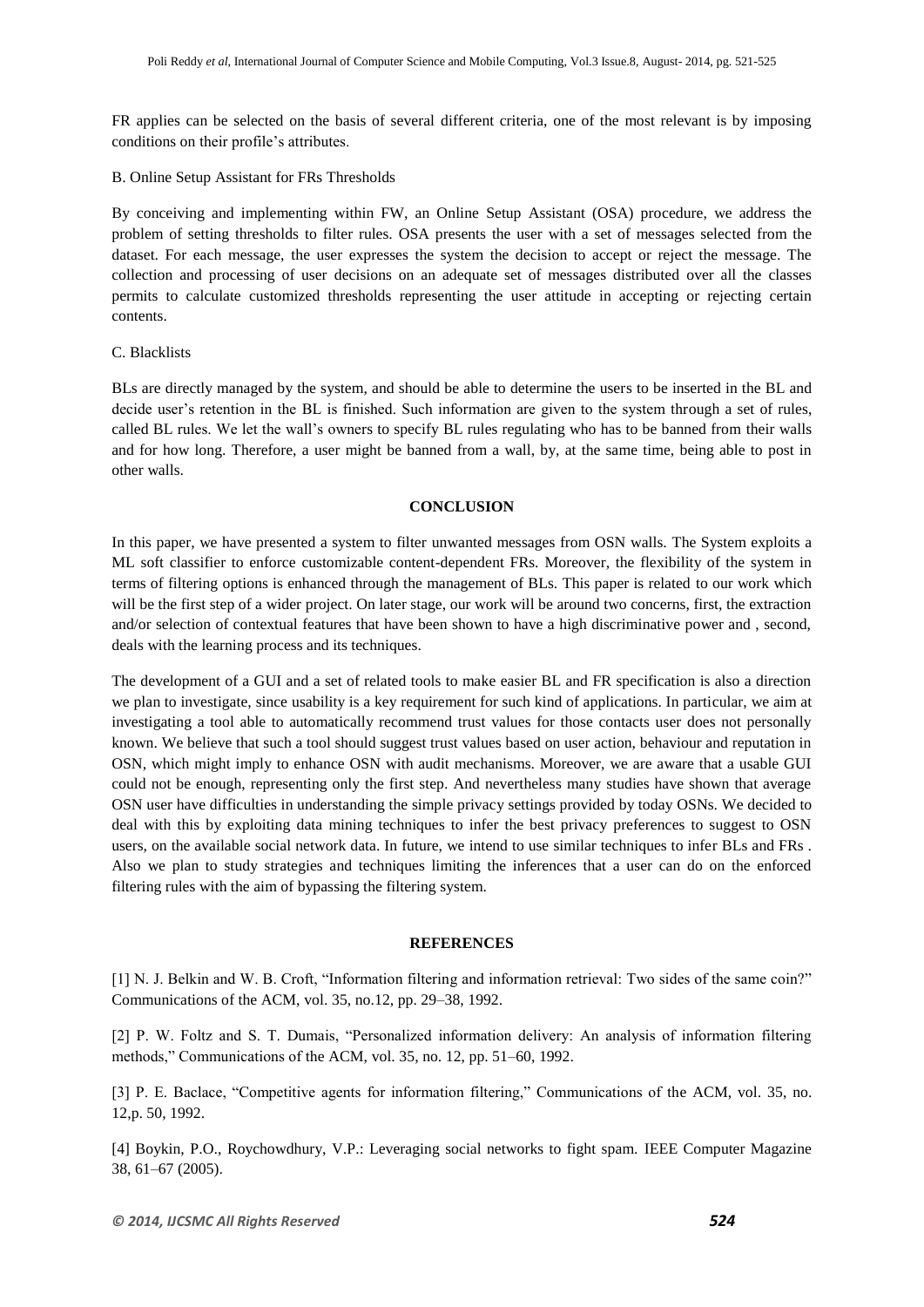FR applies can be selected on the basis of several different criteria, one of the most relevant is by imposing conditions on their profile's attributes.

B. Online Setup Assistant for FRs Thresholds

By conceiving and implementing within FW, an Online Setup Assistant (OSA) procedure, we address the problem of setting thresholds to filter rules. OSA presents the user with a set of messages selected from the dataset. For each message, the user expresses the system the decision to accept or reject the message. The collection and processing of user decisions on an adequate set of messages distributed over all the classes permits to calculate customized thresholds representing the user attitude in accepting or rejecting certain contents.

C. Blacklists

BLs are directly managed by the system, and should be able to determine the users to be inserted in the BL and decide user's retention in the BL is finished. Such information are given to the system through a set of rules, called BL rules. We let the wall's owners to specify BL rules regulating who has to be banned from their walls and for how long. Therefore, a user might be banned from a wall, by, at the same time, being able to post in other walls.

## CONCLUSION

In this paper, we have presented a system to filter unwanted messages from OSN walls. The System exploits a ML soft classifier to enforce customizable content-dependent FRs. Moreover, the flexibility of the system in terms of filtering options is enhanced through the management of BLs. This paper is related to our work which will be the first step of a wider project. On later stage, our work will be around two concerns, first, the extraction and/or selection of contextual features that have been shown to have a high discriminative power and , second, deals with the learning process and its techniques.

The development of a GUI and a set of related tools to make easier BL and FR specification is also a direction we plan to investigate, since usability is a key requirement for such kind of applications. In particular, we aim at investigating a tool able to automatically recommend trust values for those contacts user does not personally known. We believe that such a tool should suggest trust values based on user action, behaviour and reputation in OSN, which might imply to enhance OSN with audit mechanisms. Moreover, we are aware that a usable GUI could not be enough, representing only the first step. And nevertheless many studies have shown that average OSN user have difficulties in understanding the simple privacy settings provided by today OSNs. We decided to deal with this by exploiting data mining techniques to infer the best privacy preferences to suggest to OSN users, on the available social network data. In future, we intend to use similar techniques to infer BLs and FRs . Also we plan to study strategies and techniques limiting the inferences that a user can do on the enforced filtering rules with the aim of bypassing the filtering system.

## REFERENCES

[1] N. J. Belkin and W. B. Croft, "Information filtering and information retrieval: Two sides of the same coin?" Communications of the ACM, vol. 35, no.12, pp. 29–38, 1992.

[2] P. W. Foltz and S. T. Dumais, "Personalized information delivery: An analysis of information filtering methods," Communications of the ACM, vol. 35, no. 12, pp. 51–60, 1992.

[3] P. E. Baclace, "Competitive agents for information filtering," Communications of the ACM, vol. 35, no. 12,p. 50, 1992.

[4] Boykin, P.O., Roychowdhury, V.P.: Leveraging social networks to fight spam. IEEE Computer Magazine 38, 61–67 (2005).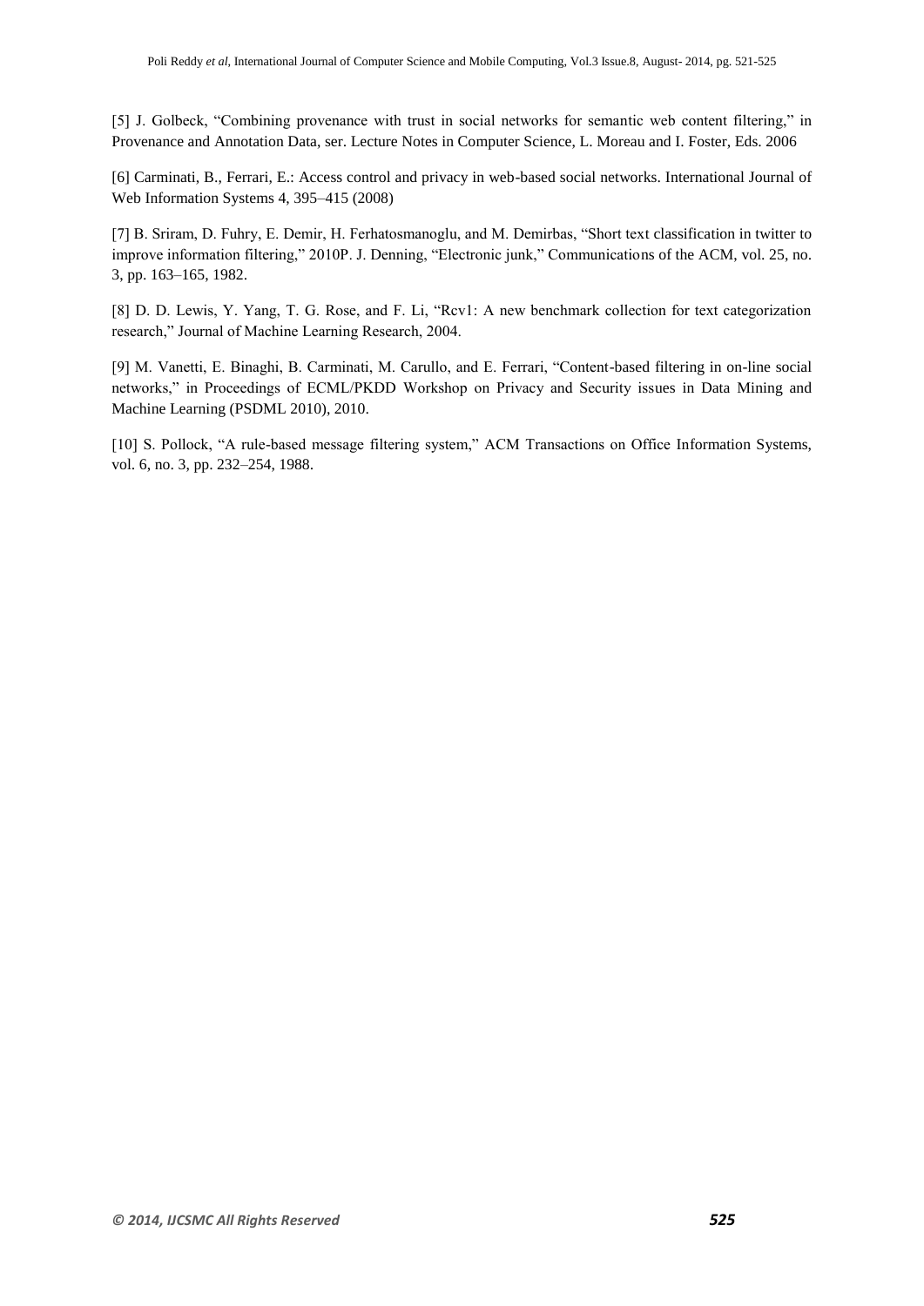[5] J. Golbeck, "Combining provenance with trust in social networks for semantic web content filtering," in Provenance and Annotation Data, ser. Lecture Notes in Computer Science, L. Moreau and I. Foster, Eds. 2006

[6] Carminati, B., Ferrari, E.: Access control and privacy in web-based social networks. International Journal of Web Information Systems 4, 395–415 (2008)

[7] B. Sriram, D. Fuhry, E. Demir, H. Ferhatosmanoglu, and M. Demirbas, "Short text classification in twitter to improve information filtering," 2010P. J. Denning, "Electronic junk," Communications of the ACM, vol. 25, no. 3, pp. 163–165, 1982.

[8] D. D. Lewis, Y. Yang, T. G. Rose, and F. Li, "Rcv1: A new benchmark collection for text categorization research," Journal of Machine Learning Research, 2004.

[9] M. Vanetti, E. Binaghi, B. Carminati, M. Carullo, and E. Ferrari, "Content-based filtering in on-line social networks," in Proceedings of ECML/PKDD Workshop on Privacy and Security issues in Data Mining and Machine Learning (PSDML 2010), 2010.

[10] S. Pollock, "A rule-based message filtering system," ACM Transactions on Office Information Systems, vol. 6, no. 3, pp. 232–254, 1988.